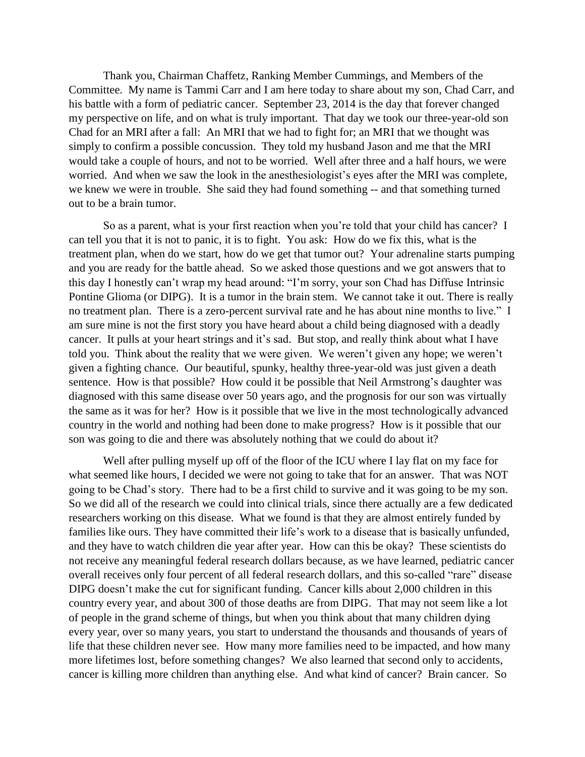Thank you, Chairman Chaffetz, Ranking Member Cummings, and Members of the Committee. My name is Tammi Carr and I am here today to share about my son, Chad Carr, and his battle with a form of pediatric cancer. September 23, 2014 is the day that forever changed my perspective on life, and on what is truly important. That day we took our three-year-old son Chad for an MRI after a fall: An MRI that we had to fight for; an MRI that we thought was simply to confirm a possible concussion. They told my husband Jason and me that the MRI would take a couple of hours, and not to be worried. Well after three and a half hours, we were worried. And when we saw the look in the anesthesiologist's eyes after the MRI was complete, we knew we were in trouble. She said they had found something -- and that something turned out to be a brain tumor.

So as a parent, what is your first reaction when you're told that your child has cancer? I can tell you that it is not to panic, it is to fight. You ask: How do we fix this, what is the treatment plan, when do we start, how do we get that tumor out? Your adrenaline starts pumping and you are ready for the battle ahead. So we asked those questions and we got answers that to this day I honestly can't wrap my head around: "I'm sorry, your son Chad has Diffuse Intrinsic Pontine Glioma (or DIPG). It is a tumor in the brain stem. We cannot take it out. There is really no treatment plan. There is a zero-percent survival rate and he has about nine months to live." I am sure mine is not the first story you have heard about a child being diagnosed with a deadly cancer. It pulls at your heart strings and it's sad. But stop, and really think about what I have told you. Think about the reality that we were given. We weren't given any hope; we weren't given a fighting chance. Our beautiful, spunky, healthy three-year-old was just given a death sentence. How is that possible? How could it be possible that Neil Armstrong's daughter was diagnosed with this same disease over 50 years ago, and the prognosis for our son was virtually the same as it was for her? How is it possible that we live in the most technologically advanced country in the world and nothing had been done to make progress? How is it possible that our son was going to die and there was absolutely nothing that we could do about it?

Well after pulling myself up off of the floor of the ICU where I lay flat on my face for what seemed like hours, I decided we were not going to take that for an answer. That was NOT going to be Chad's story. There had to be a first child to survive and it was going to be my son. So we did all of the research we could into clinical trials, since there actually are a few dedicated researchers working on this disease. What we found is that they are almost entirely funded by families like ours. They have committed their life's work to a disease that is basically unfunded, and they have to watch children die year after year. How can this be okay? These scientists do not receive any meaningful federal research dollars because, as we have learned, pediatric cancer overall receives only four percent of all federal research dollars, and this so-called "rare" disease DIPG doesn't make the cut for significant funding. Cancer kills about 2,000 children in this country every year, and about 300 of those deaths are from DIPG. That may not seem like a lot of people in the grand scheme of things, but when you think about that many children dying every year, over so many years, you start to understand the thousands and thousands of years of life that these children never see. How many more families need to be impacted, and how many more lifetimes lost, before something changes? We also learned that second only to accidents, cancer is killing more children than anything else. And what kind of cancer? Brain cancer. So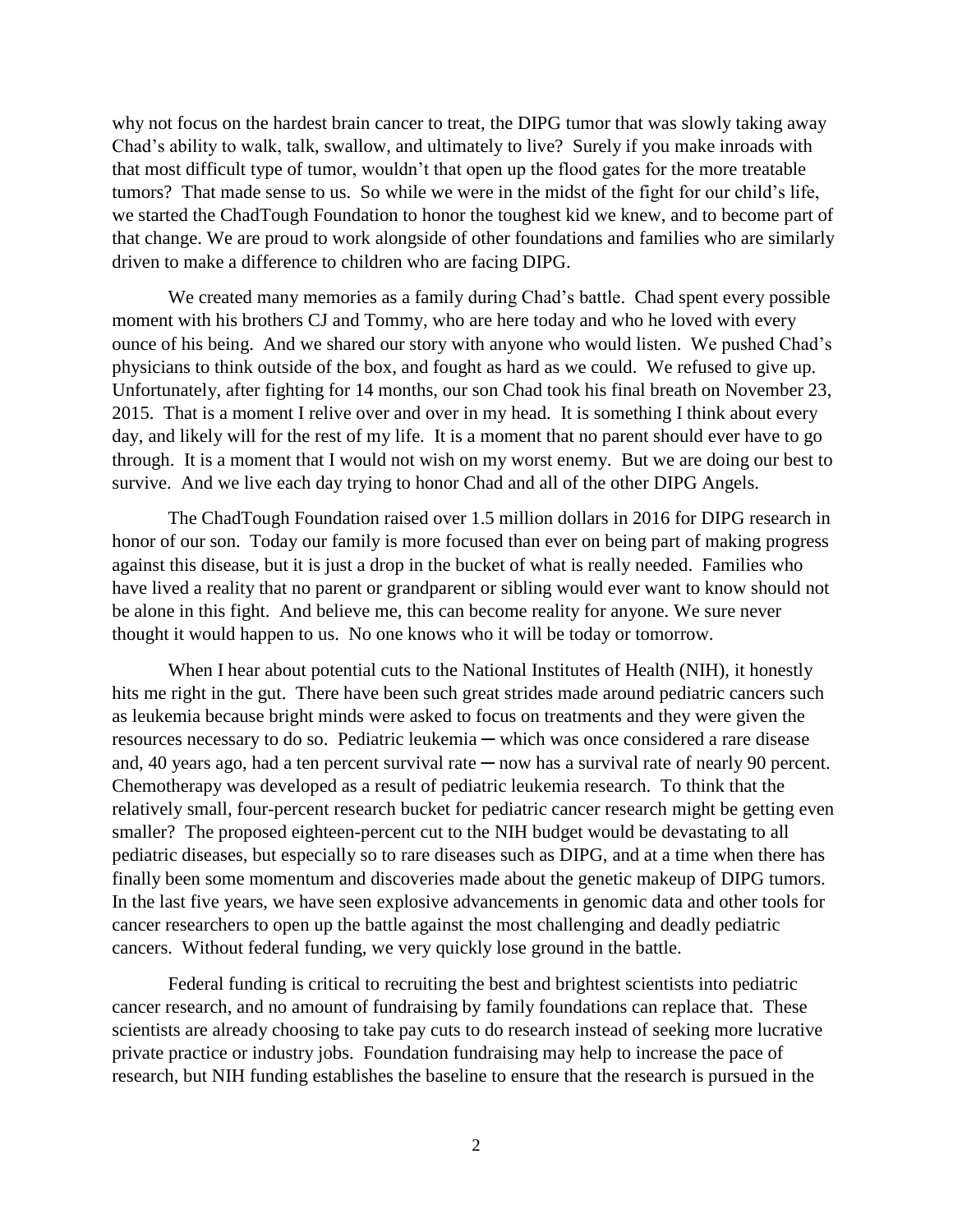why not focus on the hardest brain cancer to treat, the DIPG tumor that was slowly taking away Chad's ability to walk, talk, swallow, and ultimately to live? Surely if you make inroads with that most difficult type of tumor, wouldn't that open up the flood gates for the more treatable tumors? That made sense to us. So while we were in the midst of the fight for our child's life, we started the ChadTough Foundation to honor the toughest kid we knew, and to become part of that change. We are proud to work alongside of other foundations and families who are similarly driven to make a difference to children who are facing DIPG.

We created many memories as a family during Chad's battle. Chad spent every possible moment with his brothers CJ and Tommy, who are here today and who he loved with every ounce of his being. And we shared our story with anyone who would listen. We pushed Chad's physicians to think outside of the box, and fought as hard as we could. We refused to give up. Unfortunately, after fighting for 14 months, our son Chad took his final breath on November 23, 2015. That is a moment I relive over and over in my head. It is something I think about every day, and likely will for the rest of my life. It is a moment that no parent should ever have to go through. It is a moment that I would not wish on my worst enemy. But we are doing our best to survive. And we live each day trying to honor Chad and all of the other DIPG Angels.

The ChadTough Foundation raised over 1.5 million dollars in 2016 for DIPG research in honor of our son. Today our family is more focused than ever on being part of making progress against this disease, but it is just a drop in the bucket of what is really needed. Families who have lived a reality that no parent or grandparent or sibling would ever want to know should not be alone in this fight. And believe me, this can become reality for anyone. We sure never thought it would happen to us. No one knows who it will be today or tomorrow.

When I hear about potential cuts to the National Institutes of Health (NIH), it honestly hits me right in the gut. There have been such great strides made around pediatric cancers such as leukemia because bright minds were asked to focus on treatments and they were given the resources necessary to do so. Pediatric leukemia ─ which was once considered a rare disease and, 40 years ago, had a ten percent survival rate ─ now has a survival rate of nearly 90 percent. Chemotherapy was developed as a result of pediatric leukemia research. To think that the relatively small, four-percent research bucket for pediatric cancer research might be getting even smaller? The proposed eighteen-percent cut to the NIH budget would be devastating to all pediatric diseases, but especially so to rare diseases such as DIPG, and at a time when there has finally been some momentum and discoveries made about the genetic makeup of DIPG tumors. In the last five years, we have seen explosive advancements in genomic data and other tools for cancer researchers to open up the battle against the most challenging and deadly pediatric cancers. Without federal funding, we very quickly lose ground in the battle.

Federal funding is critical to recruiting the best and brightest scientists into pediatric cancer research, and no amount of fundraising by family foundations can replace that. These scientists are already choosing to take pay cuts to do research instead of seeking more lucrative private practice or industry jobs. Foundation fundraising may help to increase the pace of research, but NIH funding establishes the baseline to ensure that the research is pursued in the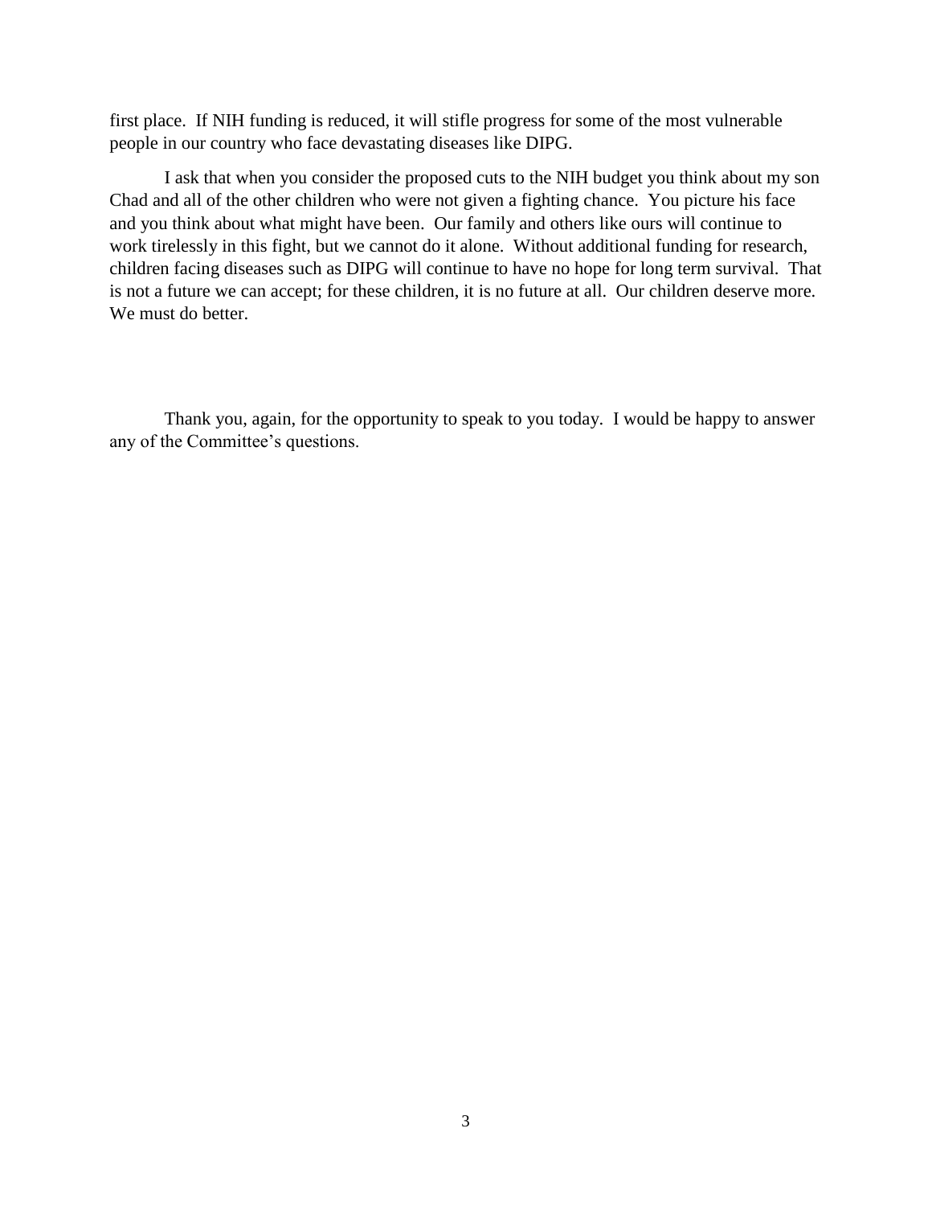first place. If NIH funding is reduced, it will stifle progress for some of the most vulnerable people in our country who face devastating diseases like DIPG.

I ask that when you consider the proposed cuts to the NIH budget you think about my son Chad and all of the other children who were not given a fighting chance. You picture his face and you think about what might have been. Our family and others like ours will continue to work tirelessly in this fight, but we cannot do it alone. Without additional funding for research, children facing diseases such as DIPG will continue to have no hope for long term survival. That is not a future we can accept; for these children, it is no future at all. Our children deserve more. We must do better.

Thank you, again, for the opportunity to speak to you today. I would be happy to answer any of the Committee's questions.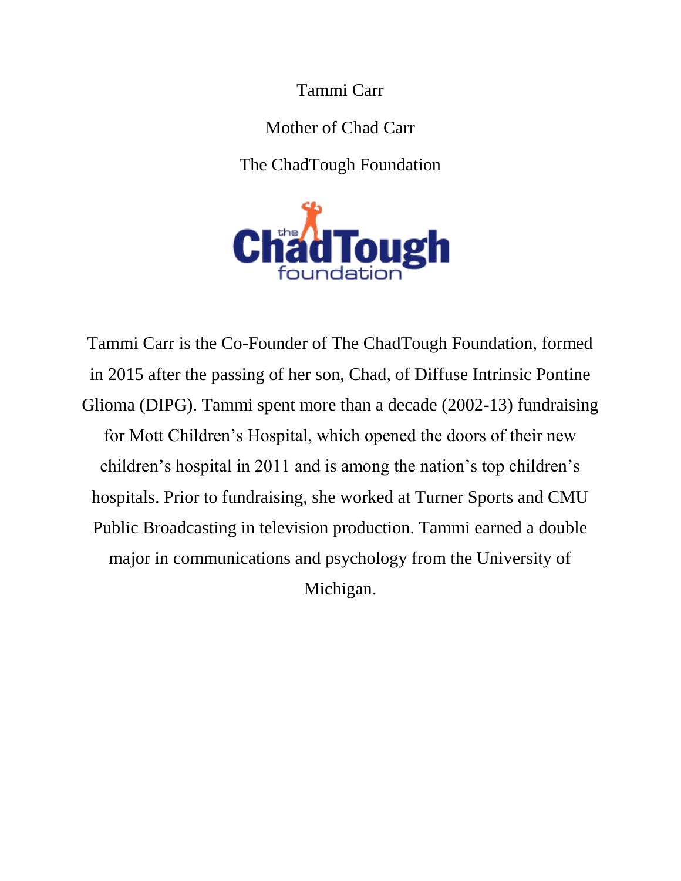Tammi Carr

Mother of Chad Carr

The ChadTough Foundation

Tammi Carr is the Co-Founder of The ChadTough Foundation, formed in 2015 after the passing of her son, Chad, of Diffuse Intrinsic Pontine Glioma (DIPG). Tammi spent more than a decade (2002-13) fundraising for Mott Children's Hospital, which opened the doors of their new children's hospital in 2011 and is among the nation's top children's hospitals. Prior to fundraising, she worked at Turner Sports and CMU Public Broadcasting in television production. Tammi earned a double major in communications and psychology from the University of Michigan.